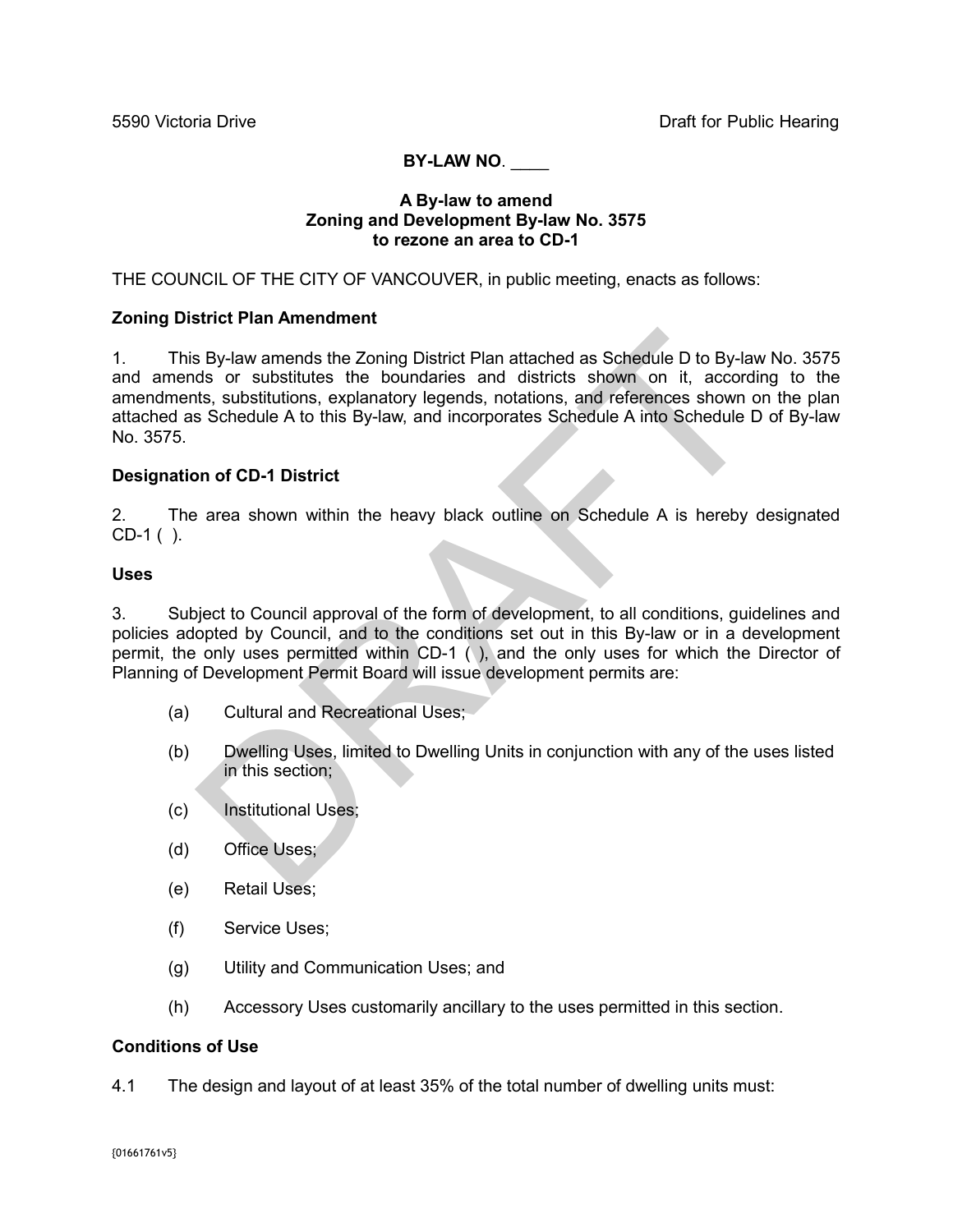5590 Victoria Drive Draft for Public Hearing

**BY-LAW NO**. ____

**A By-law to amend**
**Zoning and Development By-law No. 3575**
**to rezone an area to CD-1**

THE COUNCIL OF THE CITY OF VANCOUVER, in public meeting, enacts as follows:

**Zoning District Plan Amendment**

1. This By-law amends the Zoning District Plan attached as Schedule D to By-law No. 3575 and amends or substitutes the boundaries and districts shown on it, according to the amendments, substitutions, explanatory legends, notations, and references shown on the plan attached as Schedule A to this By-law, and incorporates Schedule A into Schedule D of By-law No. 3575.

**Designation of CD-1 District**

2. The area shown within the heavy black outline on Schedule A is hereby designated CD-1 ( ).

**Uses**

3. Subject to Council approval of the form of development, to all conditions, guidelines and policies adopted by Council, and to the conditions set out in this By-law or in a development permit, the only uses permitted within CD-1 ( ), and the only uses for which the Director of Planning of Development Permit Board will issue development permits are:

(a) Cultural and Recreational Uses;

(b) Dwelling Uses, limited to Dwelling Units in conjunction with any of the uses listed in this section;

(c) Institutional Uses;

(d) Office Uses;

(e) Retail Uses;

(f) Service Uses;

(g) Utility and Communication Uses; and

(h) Accessory Uses customarily ancillary to the uses permitted in this section.

**Conditions of Use**

4.1 The design and layout of at least 35% of the total number of dwelling units must: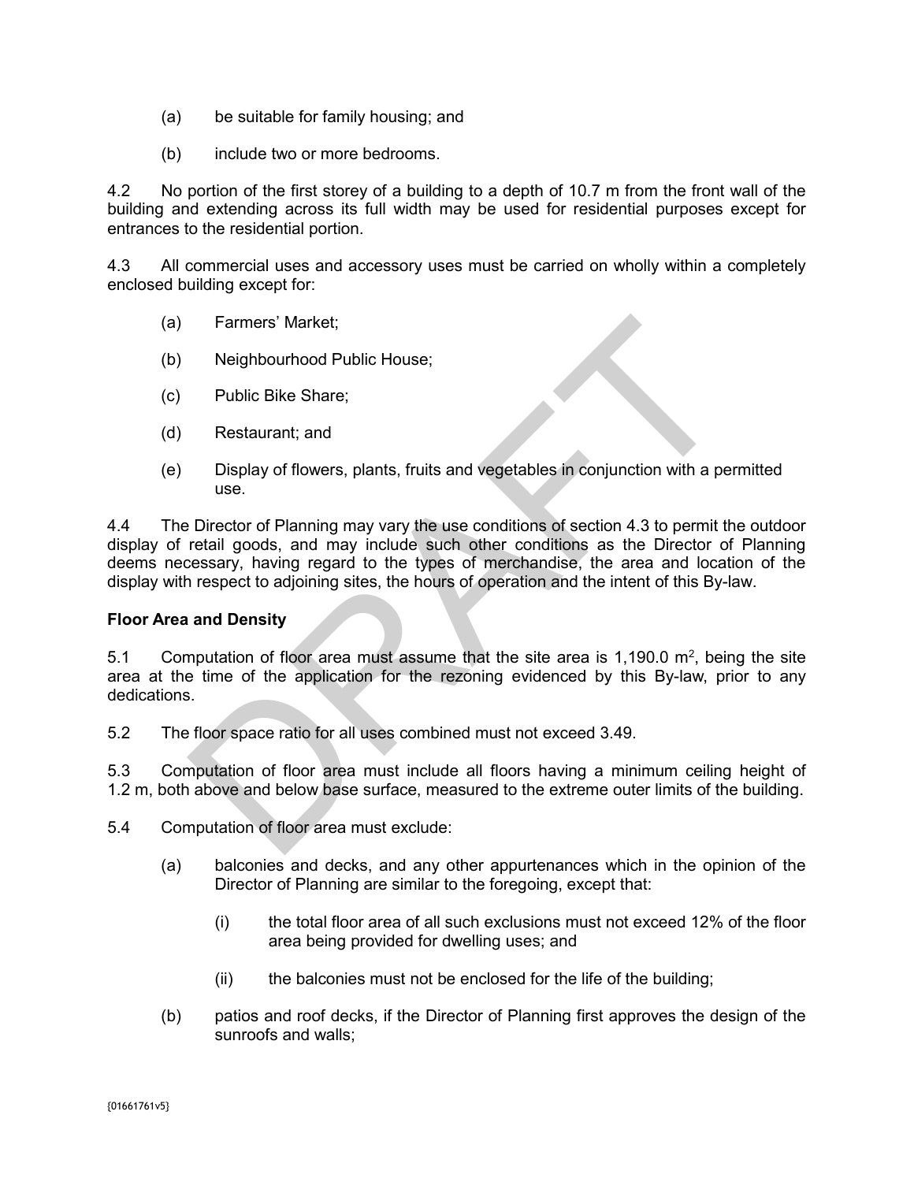(a) be suitable for family housing; and

(b) include two or more bedrooms.

4.2 No portion of the first storey of a building to a depth of 10.7 m from the front wall of the building and extending across its full width may be used for residential purposes except for entrances to the residential portion.

4.3 All commercial uses and accessory uses must be carried on wholly within a completely enclosed building except for:

(a) Farmers' Market;

(b) Neighbourhood Public House;

(c) Public Bike Share;

(d) Restaurant; and

(e) Display of flowers, plants, fruits and vegetables in conjunction with a permitted use.

4.4 The Director of Planning may vary the use conditions of section 4.3 to permit the outdoor display of retail goods, and may include such other conditions as the Director of Planning deems necessary, having regard to the types of merchandise, the area and location of the display with respect to adjoining sites, the hours of operation and the intent of this By-law.

**Floor Area and Density**

5.1 Computation of floor area must assume that the site area is 1,190.0 $m^2$, being the site area at the time of the application for the rezoning evidenced by this By-law, prior to any dedications.

5.2 The floor space ratio for all uses combined must not exceed 3.49.

5.3 Computation of floor area must include all floors having a minimum ceiling height of 1.2 m, both above and below base surface, measured to the extreme outer limits of the building.

5.4 Computation of floor area must exclude:

(a) balconies and decks, and any other appurtenances which in the opinion of the Director of Planning are similar to the foregoing, except that:

(i) the total floor area of all such exclusions must not exceed 12% of the floor area being provided for dwelling uses; and

(ii) the balconies must not be enclosed for the life of the building;

(b) patios and roof decks, if the Director of Planning first approves the design of the sunroofs and walls;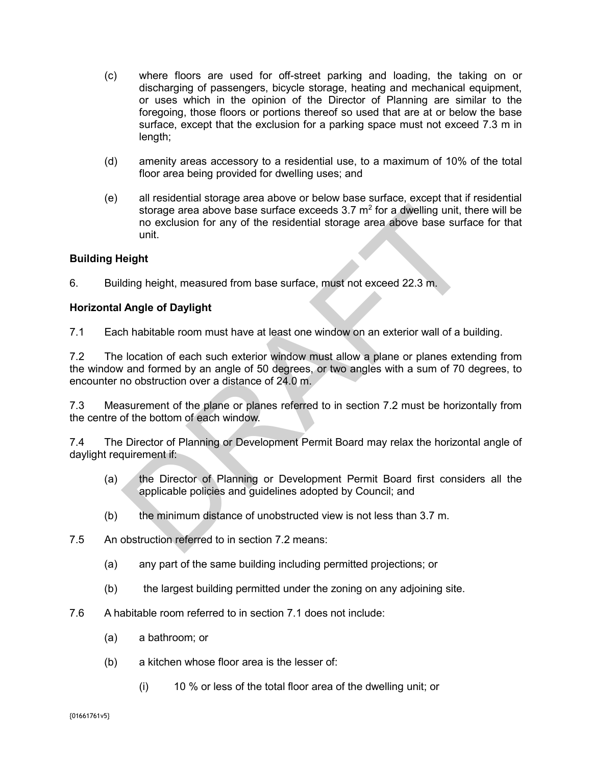(c) where floors are used for off-street parking and loading, the taking on or discharging of passengers, bicycle storage, heating and mechanical equipment, or uses which in the opinion of the Director of Planning are similar to the foregoing, those floors or portions thereof so used that are at or below the base surface, except that the exclusion for a parking space must not exceed 7.3 m in length;

(d) amenity areas accessory to a residential use, to a maximum of 10% of the total floor area being provided for dwelling uses; and

(e) all residential storage area above or below base surface, except that if residential storage area above base surface exceeds 3.7 $m^2$ for a dwelling unit, there will be no exclusion for any of the residential storage area above base surface for that unit.

**Building Height**

6. Building height, measured from base surface, must not exceed 22.3 m.

**Horizontal Angle of Daylight**

7.1 Each habitable room must have at least one window on an exterior wall of a building.

7.2 The location of each such exterior window must allow a plane or planes extending from the window and formed by an angle of 50 degrees, or two angles with a sum of 70 degrees, to encounter no obstruction over a distance of 24.0 m.

7.3 Measurement of the plane or planes referred to in section 7.2 must be horizontally from the centre of the bottom of each window.

7.4 The Director of Planning or Development Permit Board may relax the horizontal angle of daylight requirement if:

(a) the Director of Planning or Development Permit Board first considers all the applicable policies and guidelines adopted by Council; and

(b) the minimum distance of unobstructed view is not less than 3.7 m.

7.5 An obstruction referred to in section 7.2 means:

(a) any part of the same building including permitted projections; or

(b) the largest building permitted under the zoning on any adjoining site.

7.6 A habitable room referred to in section 7.1 does not include:

(a) a bathroom; or

(b) a kitchen whose floor area is the lesser of:

(i) 10 % or less of the total floor area of the dwelling unit; or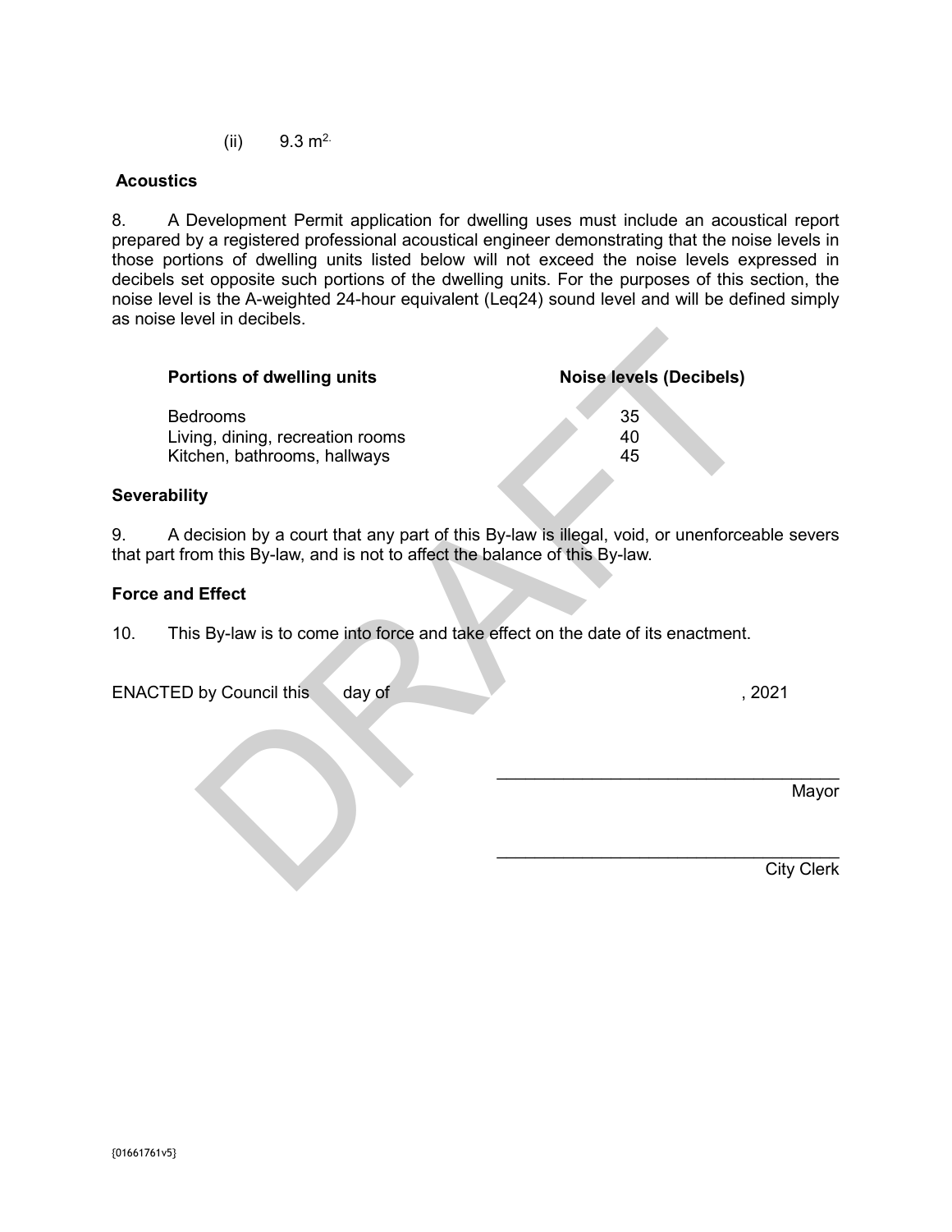(ii) 9.3 $m^2$.

**Acoustics**

8. A Development Permit application for dwelling uses must include an acoustical report prepared by a registered professional acoustical engineer demonstrating that the noise levels in those portions of dwelling units listed below will not exceed the noise levels expressed in decibels set opposite such portions of the dwelling units. For the purposes of this section, the noise level is the A-weighted 24-hour equivalent (Leq24) sound level and will be defined simply as noise level in decibels.

| Portions of dwelling units | Noise levels (Decibels) |
|---|---|
| Bedrooms | 35 |
| Living, dining, recreation rooms | 40 |
| Kitchen, bathrooms, hallways | 45 |

**Severability**

9. A decision by a court that any part of this By-law is illegal, void, or unenforceable severs that part from this By-law, and is not to affect the balance of this By-law.

**Force and Effect**

10. This By-law is to come into force and take effect on the date of its enactment.

ENACTED by Council this day of , 2021

\_\_\_\_\_\_\_\_\_\_\_\_\_\_\_\_\_\_\_\_\_\_\_\_\_\_\_\_\_\_\_\_\_\_\_
Mayor

\_\_\_\_\_\_\_\_\_\_\_\_\_\_\_\_\_\_\_\_\_\_\_\_\_\_\_\_\_\_\_\_\_\_\_
City Clerk

{01661761v5}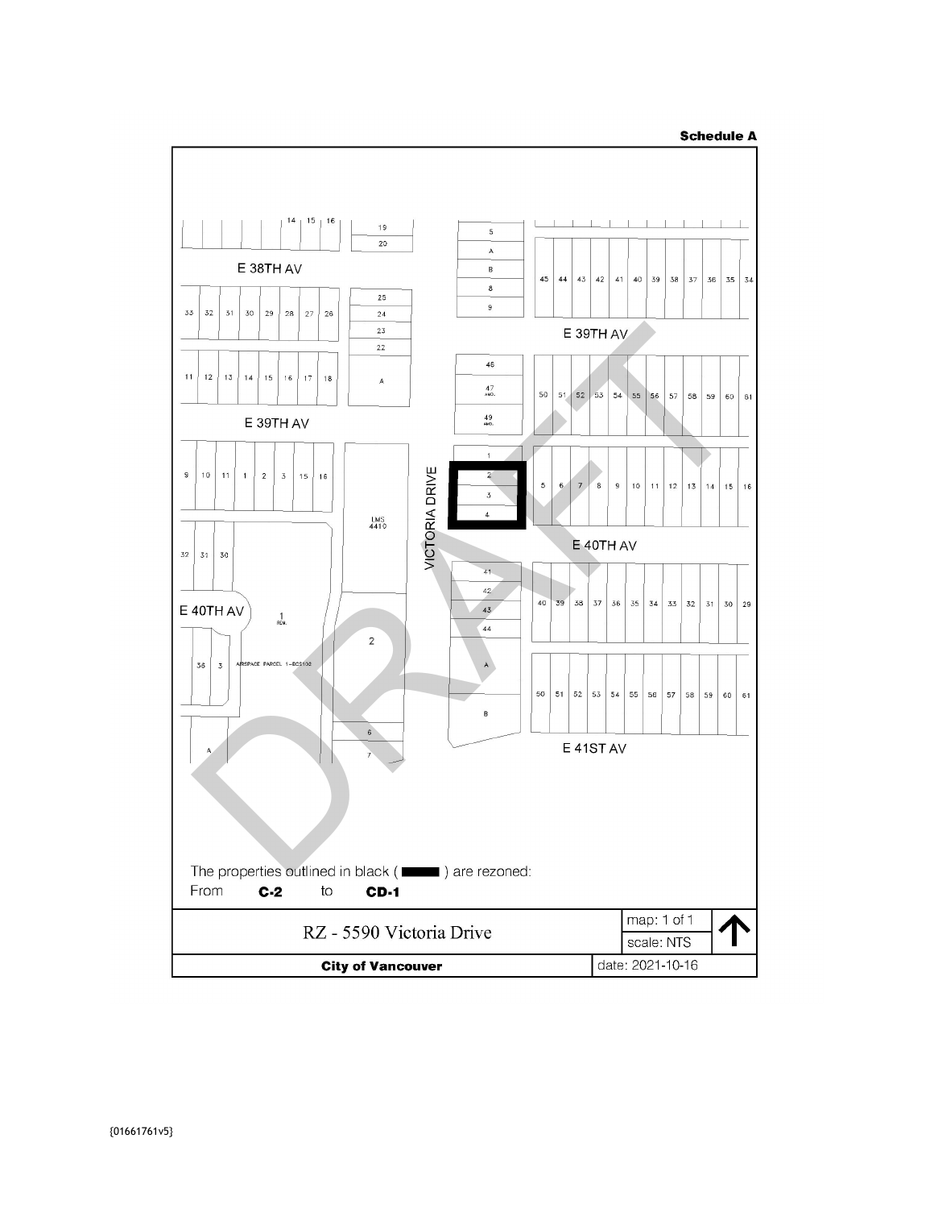**Schedule A**

The properties outlined in black ( ▬ ) are rezoned:

From **C-2** to **CD-1**

| | | |
|---|---|---|
| RZ - 5590 Victoria Drive | map: 1 of 1 | |
| | scale: NTS | |
| **City of Vancouver** | date: 2021-10-16 | |

{01661761v5}